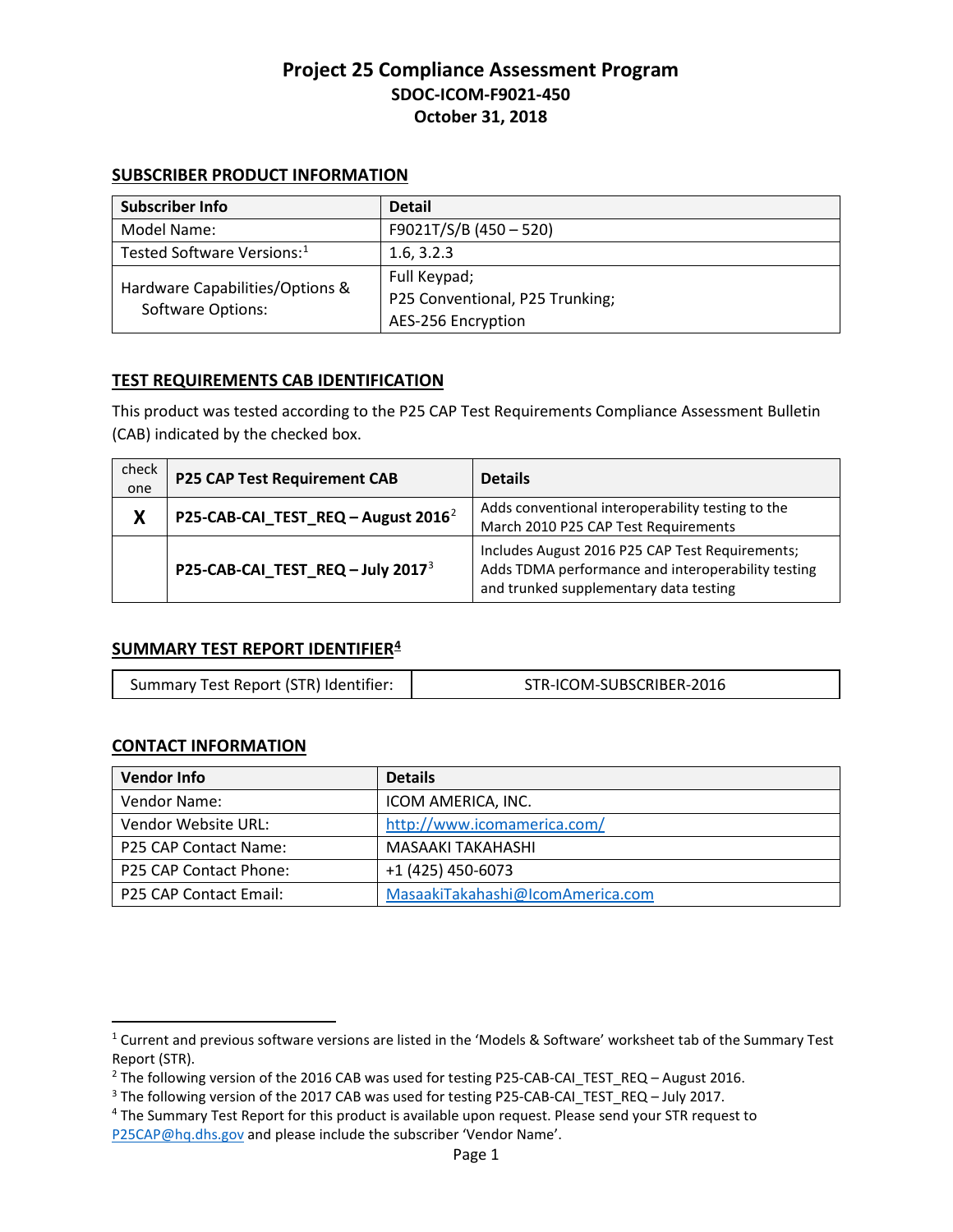# Project 25 Compliance Assessment Program

## SDOC-ICOM-F9021-450

## October 31, 2018

### SUBSCRIBER PRODUCT INFORMATION

| Subscriber Info | Detail |
|---|---|
| Model Name: | F9021T/S/B (450 – 520) |
| Tested Software Versions:[1] | 1.6, 3.2.3 |
| Hardware Capabilities/Options & Software Options: | Full Keypad;<br>P25 Conventional, P25 Trunking;<br>AES-256 Encryption |

### TEST REQUIREMENTS CAB IDENTIFICATION

This product was tested according to the P25 CAP Test Requirements Compliance Assessment Bulletin (CAB) indicated by the checked box.

| check one | P25 CAP Test Requirement CAB | Details |
|---|---|---|
| X | **P25-CAB-CAI_TEST_REQ – August 2016**[2] | Adds conventional interoperability testing to the March 2010 P25 CAP Test Requirements |
| | **P25-CAB-CAI_TEST_REQ – July 2017**[3] | Includes August 2016 P25 CAP Test Requirements; Adds TDMA performance and interoperability testing and trunked supplementary data testing |

### SUMMARY TEST REPORT IDENTIFIER[4]

| Summary Test Report (STR) Identifier: | STR-ICOM-SUBSCRIBER-2016 |
|---|---|

### CONTACT INFORMATION

| Vendor Info | Details |
|---|---|
| Vendor Name: | ICOM AMERICA, INC. |
| Vendor Website URL: | http://www.icomamerica.com/ |
| P25 CAP Contact Name: | MASAAKI TAKAHASHI |
| P25 CAP Contact Phone: | +1 (425) 450-6073 |
| P25 CAP Contact Email: | MasaakiTakahashi@IcomAmerica.com |

---

[1] Current and previous software versions are listed in the 'Models & Software' worksheet tab of the Summary Test Report (STR).

[2] The following version of the 2016 CAB was used for testing P25-CAB-CAI_TEST_REQ – August 2016.

[3] The following version of the 2017 CAB was used for testing P25-CAB-CAI_TEST_REQ – July 2017.

[4] The Summary Test Report for this product is available upon request. Please send your STR request to P25CAP@hq.dhs.gov and please include the subscriber 'Vendor Name'.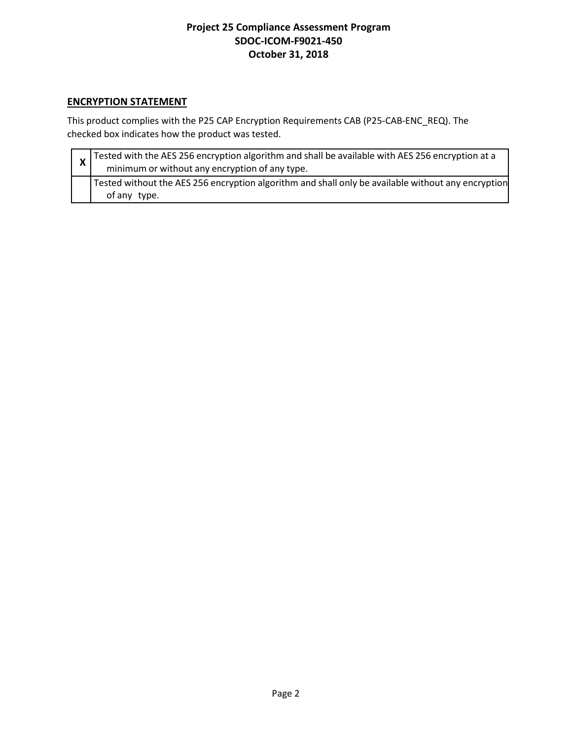## ENCRYPTION STATEMENT

This product complies with the P25 CAP Encryption Requirements CAB (P25-CAB-ENC_REQ). The checked box indicates how the product was tested.

| | |
|---|---|
| **X** | Tested with the AES 256 encryption algorithm and shall be available with AES 256 encryption at a minimum or without any encryption of any type. |
| | Tested without the AES 256 encryption algorithm and shall only be available without any encryption of any type. |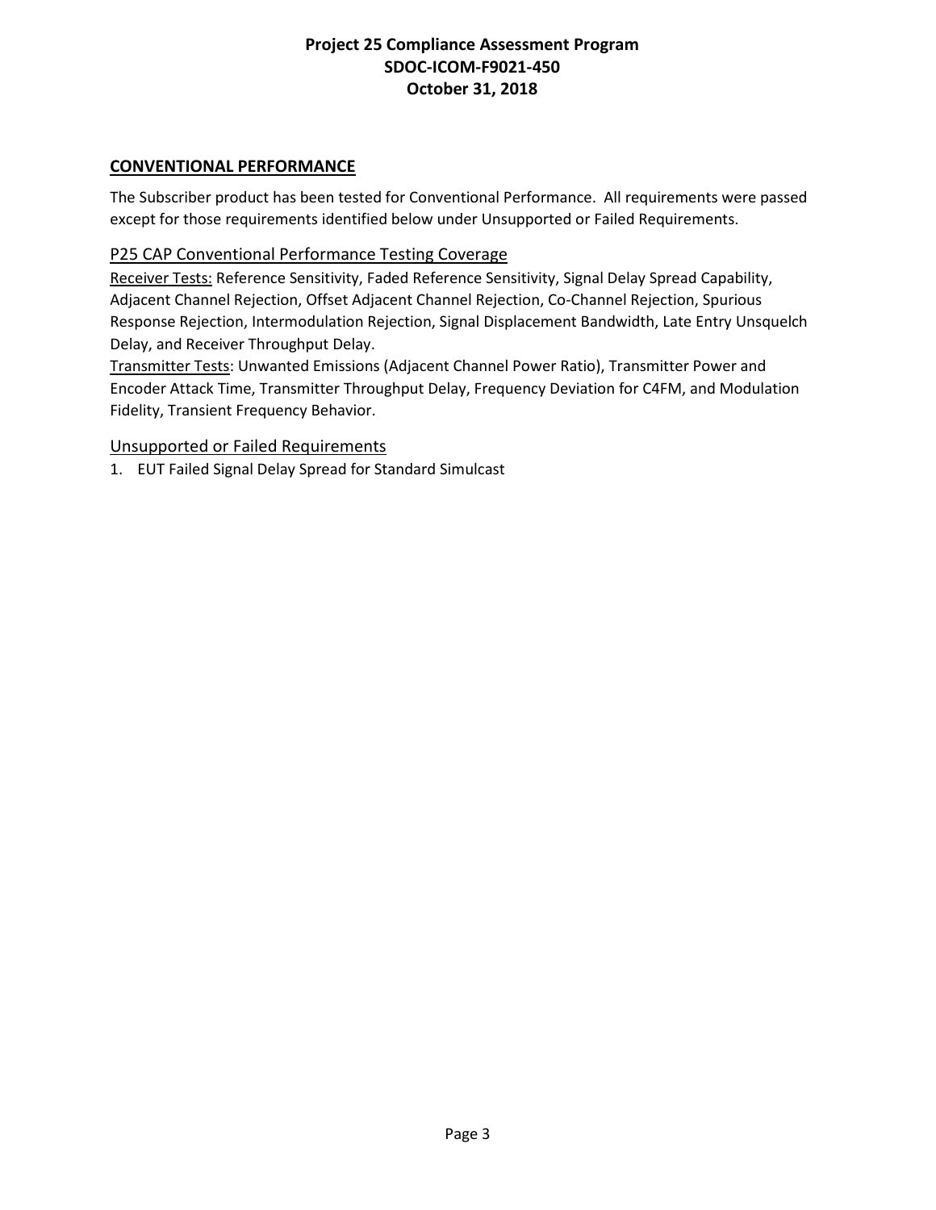## CONVENTIONAL PERFORMANCE

The Subscriber product has been tested for Conventional Performance. All requirements were passed except for those requirements identified below under Unsupported or Failed Requirements.

### P25 CAP Conventional Performance Testing Coverage

Receiver Tests: Reference Sensitivity, Faded Reference Sensitivity, Signal Delay Spread Capability, Adjacent Channel Rejection, Offset Adjacent Channel Rejection, Co-Channel Rejection, Spurious Response Rejection, Intermodulation Rejection, Signal Displacement Bandwidth, Late Entry Unsquelch Delay, and Receiver Throughput Delay.

Transmitter Tests: Unwanted Emissions (Adjacent Channel Power Ratio), Transmitter Power and Encoder Attack Time, Transmitter Throughput Delay, Frequency Deviation for C4FM, and Modulation Fidelity, Transient Frequency Behavior.

### Unsupported or Failed Requirements

1. EUT Failed Signal Delay Spread for Standard Simulcast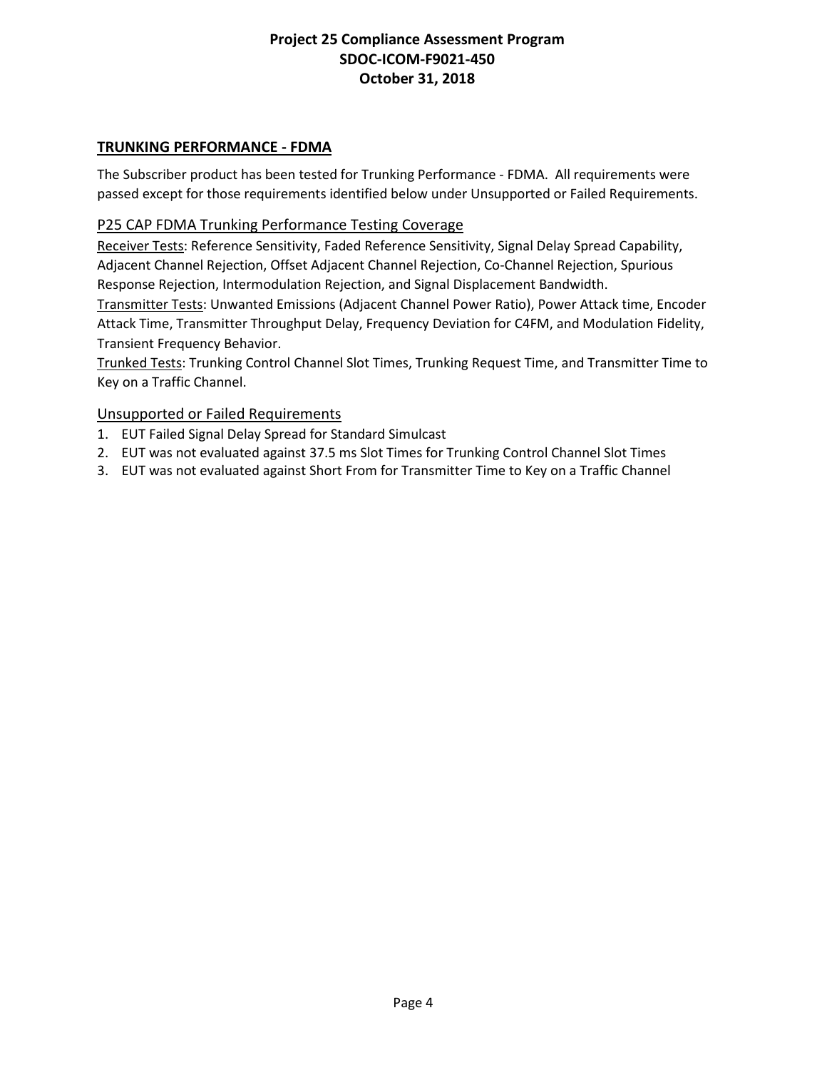## TRUNKING PERFORMANCE - FDMA

The Subscriber product has been tested for Trunking Performance - FDMA. All requirements were passed except for those requirements identified below under Unsupported or Failed Requirements.

### P25 CAP FDMA Trunking Performance Testing Coverage

Receiver Tests: Reference Sensitivity, Faded Reference Sensitivity, Signal Delay Spread Capability, Adjacent Channel Rejection, Offset Adjacent Channel Rejection, Co-Channel Rejection, Spurious Response Rejection, Intermodulation Rejection, and Signal Displacement Bandwidth.

Transmitter Tests: Unwanted Emissions (Adjacent Channel Power Ratio), Power Attack time, Encoder Attack Time, Transmitter Throughput Delay, Frequency Deviation for C4FM, and Modulation Fidelity, Transient Frequency Behavior.

Trunked Tests: Trunking Control Channel Slot Times, Trunking Request Time, and Transmitter Time to Key on a Traffic Channel.

### Unsupported or Failed Requirements

1. EUT Failed Signal Delay Spread for Standard Simulcast
2. EUT was not evaluated against 37.5 ms Slot Times for Trunking Control Channel Slot Times
3. EUT was not evaluated against Short From for Transmitter Time to Key on a Traffic Channel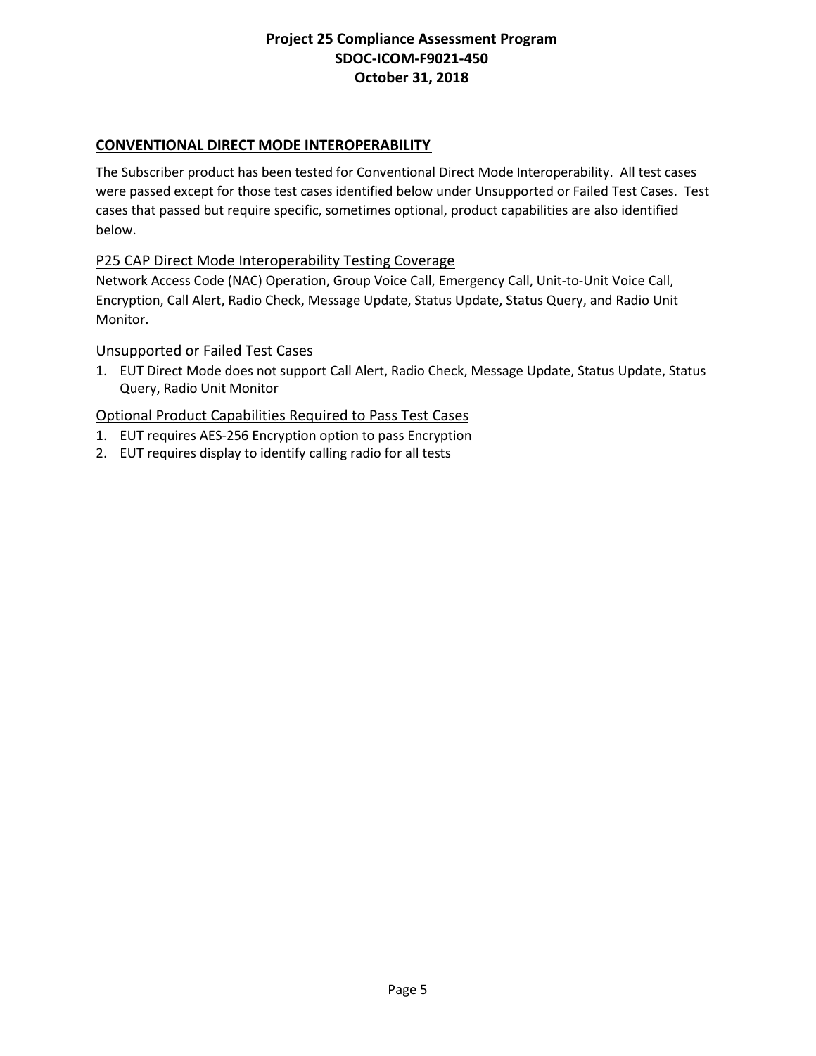## CONVENTIONAL DIRECT MODE INTEROPERABILITY

The Subscriber product has been tested for Conventional Direct Mode Interoperability. All test cases were passed except for those test cases identified below under Unsupported or Failed Test Cases. Test cases that passed but require specific, sometimes optional, product capabilities are also identified below.

### P25 CAP Direct Mode Interoperability Testing Coverage

Network Access Code (NAC) Operation, Group Voice Call, Emergency Call, Unit-to-Unit Voice Call, Encryption, Call Alert, Radio Check, Message Update, Status Update, Status Query, and Radio Unit Monitor.

### Unsupported or Failed Test Cases

1. EUT Direct Mode does not support Call Alert, Radio Check, Message Update, Status Update, Status Query, Radio Unit Monitor

### Optional Product Capabilities Required to Pass Test Cases

1. EUT requires AES-256 Encryption option to pass Encryption
2. EUT requires display to identify calling radio for all tests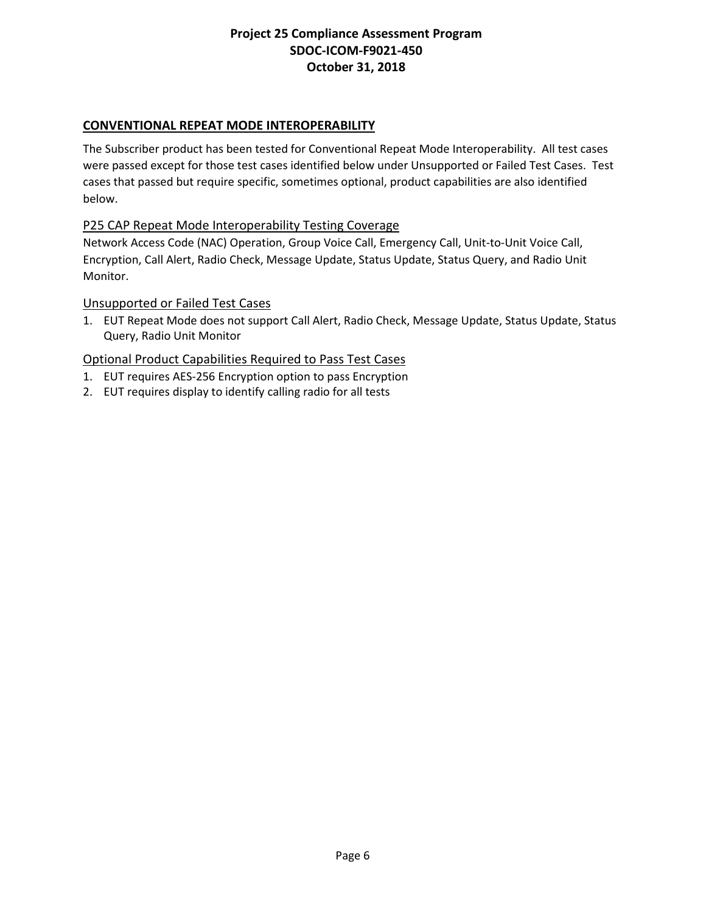## CONVENTIONAL REPEAT MODE INTEROPERABILITY

The Subscriber product has been tested for Conventional Repeat Mode Interoperability. All test cases were passed except for those test cases identified below under Unsupported or Failed Test Cases. Test cases that passed but require specific, sometimes optional, product capabilities are also identified below.

### P25 CAP Repeat Mode Interoperability Testing Coverage

Network Access Code (NAC) Operation, Group Voice Call, Emergency Call, Unit-to-Unit Voice Call, Encryption, Call Alert, Radio Check, Message Update, Status Update, Status Query, and Radio Unit Monitor.

### Unsupported or Failed Test Cases

1. EUT Repeat Mode does not support Call Alert, Radio Check, Message Update, Status Update, Status Query, Radio Unit Monitor

### Optional Product Capabilities Required to Pass Test Cases

1. EUT requires AES-256 Encryption option to pass Encryption
2. EUT requires display to identify calling radio for all tests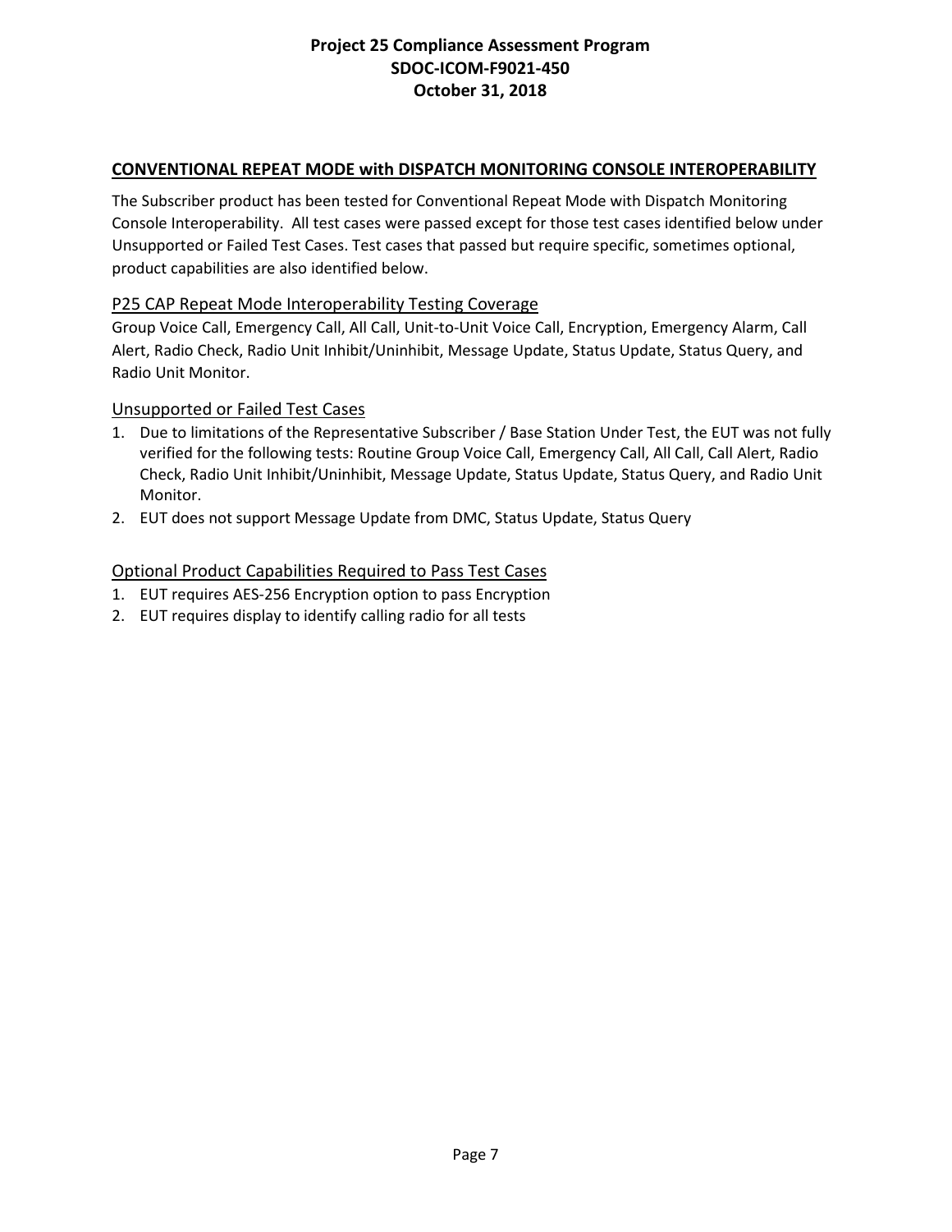## CONVENTIONAL REPEAT MODE with DISPATCH MONITORING CONSOLE INTEROPERABILITY

The Subscriber product has been tested for Conventional Repeat Mode with Dispatch Monitoring Console Interoperability. All test cases were passed except for those test cases identified below under Unsupported or Failed Test Cases. Test cases that passed but require specific, sometimes optional, product capabilities are also identified below.

### P25 CAP Repeat Mode Interoperability Testing Coverage

Group Voice Call, Emergency Call, All Call, Unit-to-Unit Voice Call, Encryption, Emergency Alarm, Call Alert, Radio Check, Radio Unit Inhibit/Uninhibit, Message Update, Status Update, Status Query, and Radio Unit Monitor.

### Unsupported or Failed Test Cases

1. Due to limitations of the Representative Subscriber / Base Station Under Test, the EUT was not fully verified for the following tests: Routine Group Voice Call, Emergency Call, All Call, Call Alert, Radio Check, Radio Unit Inhibit/Uninhibit, Message Update, Status Update, Status Query, and Radio Unit Monitor.
2. EUT does not support Message Update from DMC, Status Update, Status Query

### Optional Product Capabilities Required to Pass Test Cases

1. EUT requires AES-256 Encryption option to pass Encryption
2. EUT requires display to identify calling radio for all tests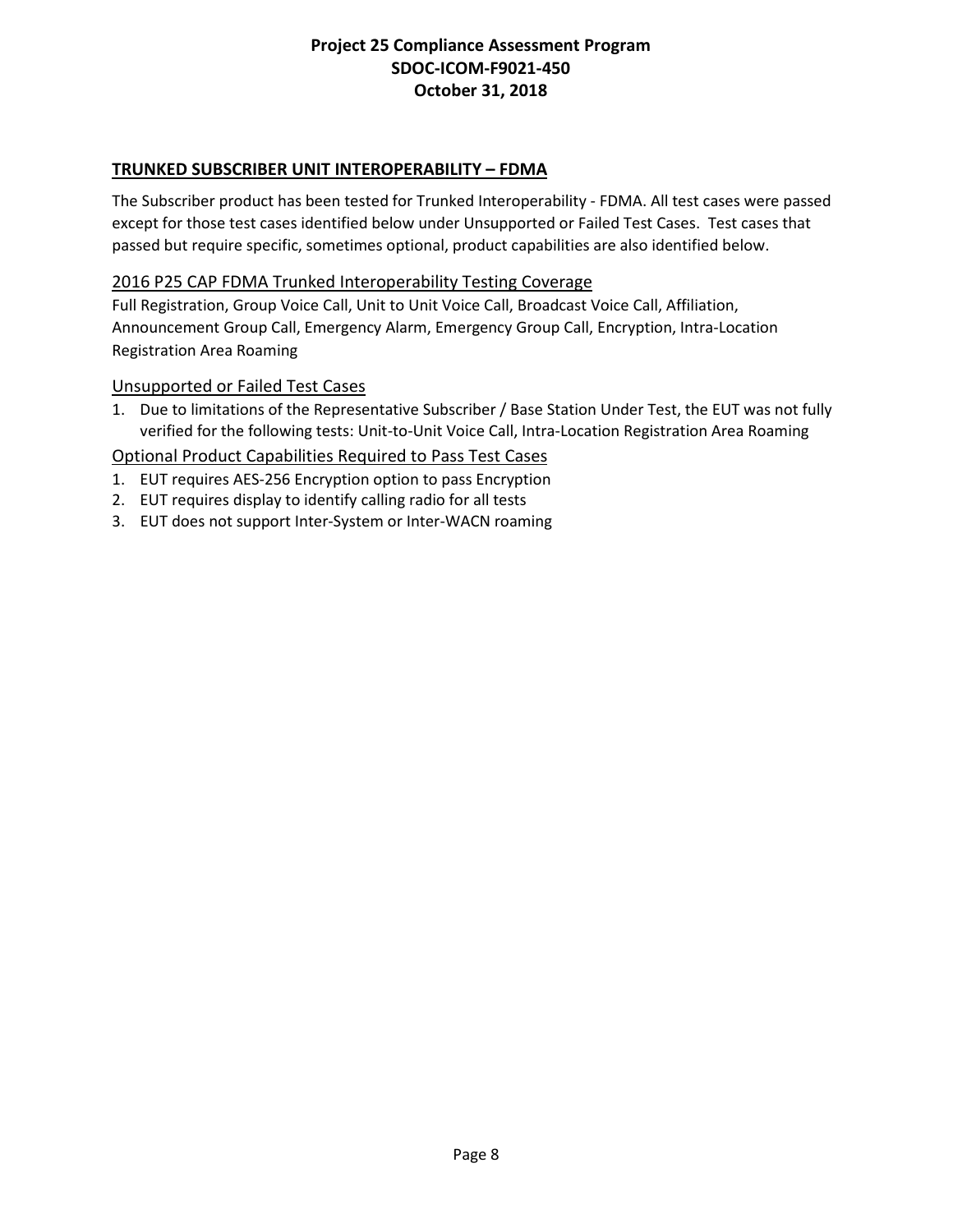## TRUNKED SUBSCRIBER UNIT INTEROPERABILITY – FDMA

The Subscriber product has been tested for Trunked Interoperability - FDMA. All test cases were passed except for those test cases identified below under Unsupported or Failed Test Cases. Test cases that passed but require specific, sometimes optional, product capabilities are also identified below.

### 2016 P25 CAP FDMA Trunked Interoperability Testing Coverage

Full Registration, Group Voice Call, Unit to Unit Voice Call, Broadcast Voice Call, Affiliation, Announcement Group Call, Emergency Alarm, Emergency Group Call, Encryption, Intra-Location Registration Area Roaming

### Unsupported or Failed Test Cases

1. Due to limitations of the Representative Subscriber / Base Station Under Test, the EUT was not fully verified for the following tests: Unit-to-Unit Voice Call, Intra-Location Registration Area Roaming

### Optional Product Capabilities Required to Pass Test Cases

1. EUT requires AES-256 Encryption option to pass Encryption
2. EUT requires display to identify calling radio for all tests
3. EUT does not support Inter-System or Inter-WACN roaming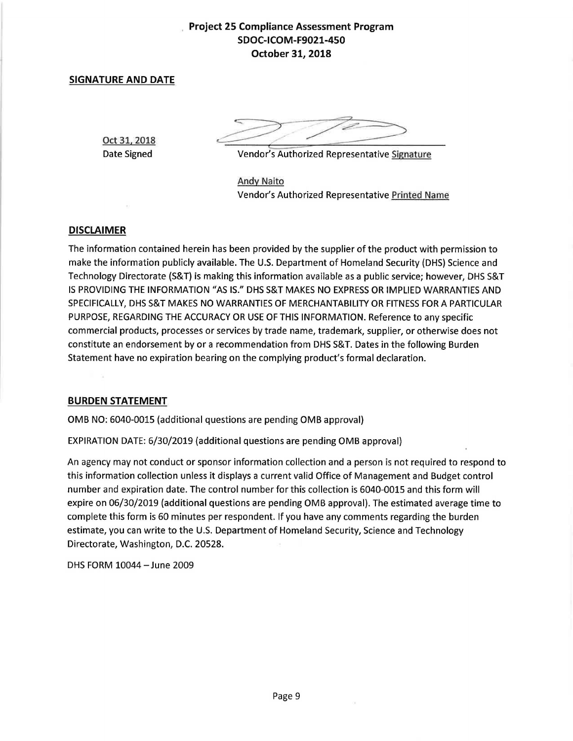**Project 25 Compliance Assessment Program**
**SDOC-ICOM-F9021-450**
**October 31, 2018**

## SIGNATURE AND DATE

Oct 31, 2018
Date Signed

Vendor's Authorized Representative Signature

Andy Naito
Vendor's Authorized Representative Printed Name

## DISCLAIMER

The information contained herein has been provided by the supplier of the product with permission to make the information publicly available. The U.S. Department of Homeland Security (DHS) Science and Technology Directorate (S&T) is making this information available as a public service; however, DHS S&T IS PROVIDING THE INFORMATION "AS IS." DHS S&T MAKES NO EXPRESS OR IMPLIED WARRANTIES AND SPECIFICALLY, DHS S&T MAKES NO WARRANTIES OF MERCHANTABILITY OR FITNESS FOR A PARTICULAR PURPOSE, REGARDING THE ACCURACY OR USE OF THIS INFORMATION. Reference to any specific commercial products, processes or services by trade name, trademark, supplier, or otherwise does not constitute an endorsement by or a recommendation from DHS S&T. Dates in the following Burden Statement have no expiration bearing on the complying product's formal declaration.

## BURDEN STATEMENT

OMB NO: 6040-0015 (additional questions are pending OMB approval)

EXPIRATION DATE: 6/30/2019 (additional questions are pending OMB approval)

An agency may not conduct or sponsor information collection and a person is not required to respond to this information collection unless it displays a current valid Office of Management and Budget control number and expiration date. The control number for this collection is 6040-0015 and this form will expire on 06/30/2019 (additional questions are pending OMB approval). The estimated average time to complete this form is 60 minutes per respondent. If you have any comments regarding the burden estimate, you can write to the U.S. Department of Homeland Security, Science and Technology Directorate, Washington, D.C. 20528.

DHS FORM 10044 – June 2009